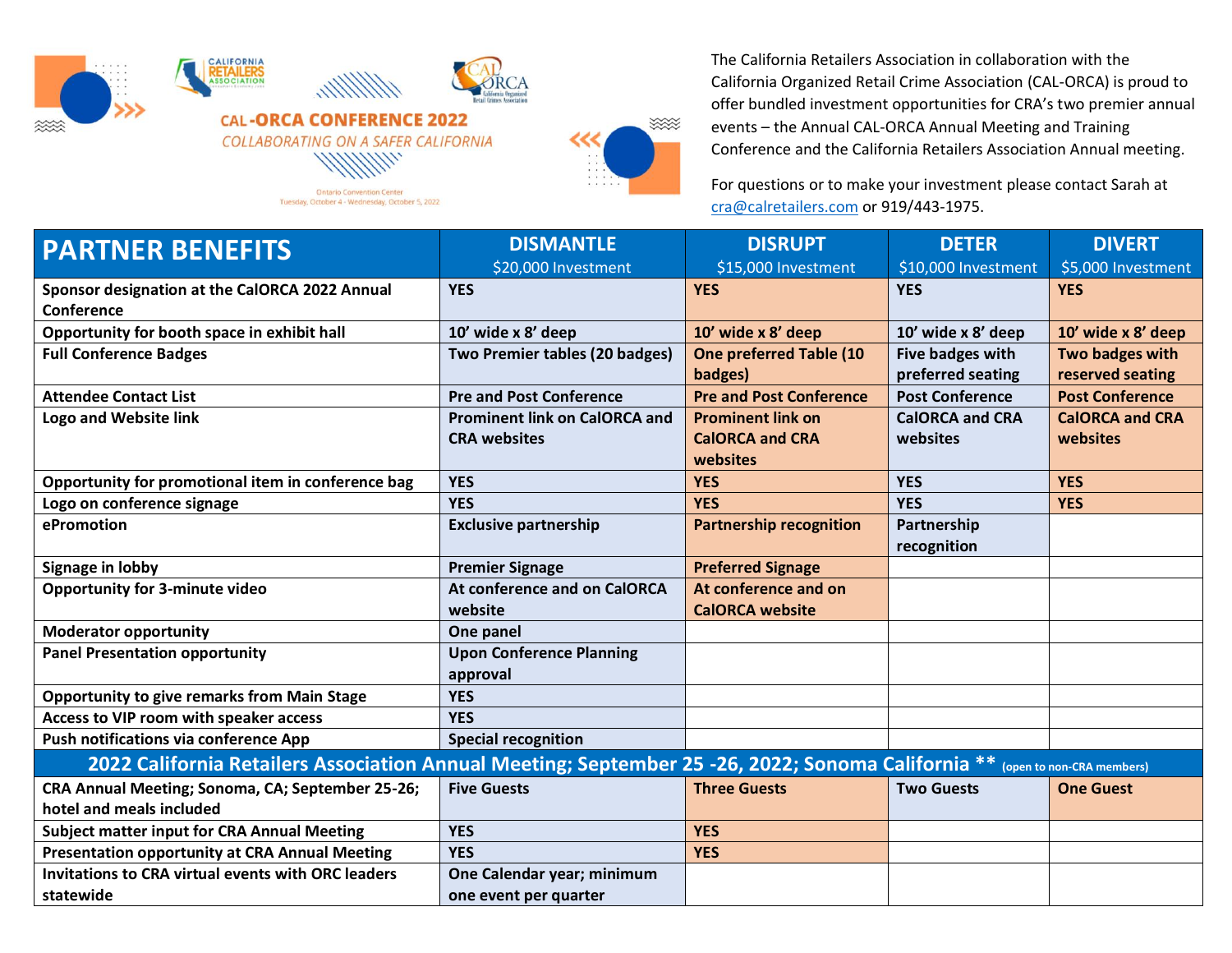CALIFORNIA RETAILERS ASSOCIATION

CAL-ORCA California Organized Retail Crimes Association

# CAL-ORCA CONFERENCE 2022

*COLLABORATING ON A SAFER CALIFORNIA*

Ontario Convention Center
Tuesday, October 4 - Wednesday, October 5, 2022

The California Retailers Association in collaboration with the California Organized Retail Crime Association (CAL-ORCA) is proud to offer bundled investment opportunities for CRA's two premier annual events – the Annual CAL-ORCA Annual Meeting and Training Conference and the California Retailers Association Annual meeting.

For questions or to make your investment please contact Sarah at cra@calretailers.com or 919/443-1975.

| PARTNER BENEFITS | DISMANTLE<br>$20,000 Investment | DISRUPT<br>$15,000 Investment | DETER<br>$10,000 Investment | DIVERT<br>$5,000 Investment |
|---|---|---|---|---|
| **Sponsor designation at the CalORCA 2022 Annual Conference** | **YES** | **YES** | **YES** | **YES** |
| **Opportunity for booth space in exhibit hall** | **10' wide x 8' deep** | **10' wide x 8' deep** | **10' wide x 8' deep** | **10' wide x 8' deep** |
| **Full Conference Badges** | **Two Premier tables (20 badges)** | **One preferred Table (10 badges)** | **Five badges with preferred seating** | **Two badges with reserved seating** |
| **Attendee Contact List** | **Pre and Post Conference** | **Pre and Post Conference** | **Post Conference** | **Post Conference** |
| **Logo and Website link** | **Prominent link on CalORCA and CRA websites** | **Prominent link on CalORCA and CRA websites** | **CalORCA and CRA websites** | **CalORCA and CRA websites** |
| **Opportunity for promotional item in conference bag** | **YES** | **YES** | **YES** | **YES** |
| **Logo on conference signage** | **YES** | **YES** | **YES** | **YES** |
| **ePromotion** | **Exclusive partnership** | **Partnership recognition** | **Partnership recognition** | |
| **Signage in lobby** | **Premier Signage** | **Preferred Signage** | | |
| **Opportunity for 3-minute video** | **At conference and on CalORCA website** | **At conference and on CalORCA website** | | |
| **Moderator opportunity** | **One panel** | | | |
| **Panel Presentation opportunity** | **Upon Conference Planning approval** | | | |
| **Opportunity to give remarks from Main Stage** | **YES** | | | |
| **Access to VIP room with speaker access** | **YES** | | | |
| **Push notifications via conference App** | **Special recognition** | | | |
| **2022 California Retailers Association Annual Meeting; September 25 -26, 2022; Sonoma California \*\*** (open to non-CRA members) | | | | |
| **CRA Annual Meeting; Sonoma, CA; September 25-26; hotel and meals included** | **Five Guests** | **Three Guests** | **Two Guests** | **One Guest** |
| **Subject matter input for CRA Annual Meeting** | **YES** | **YES** | | |
| **Presentation opportunity at CRA Annual Meeting** | **YES** | **YES** | | |
| **Invitations to CRA virtual events with ORC leaders statewide** | **One Calendar year; minimum one event per quarter** | | | |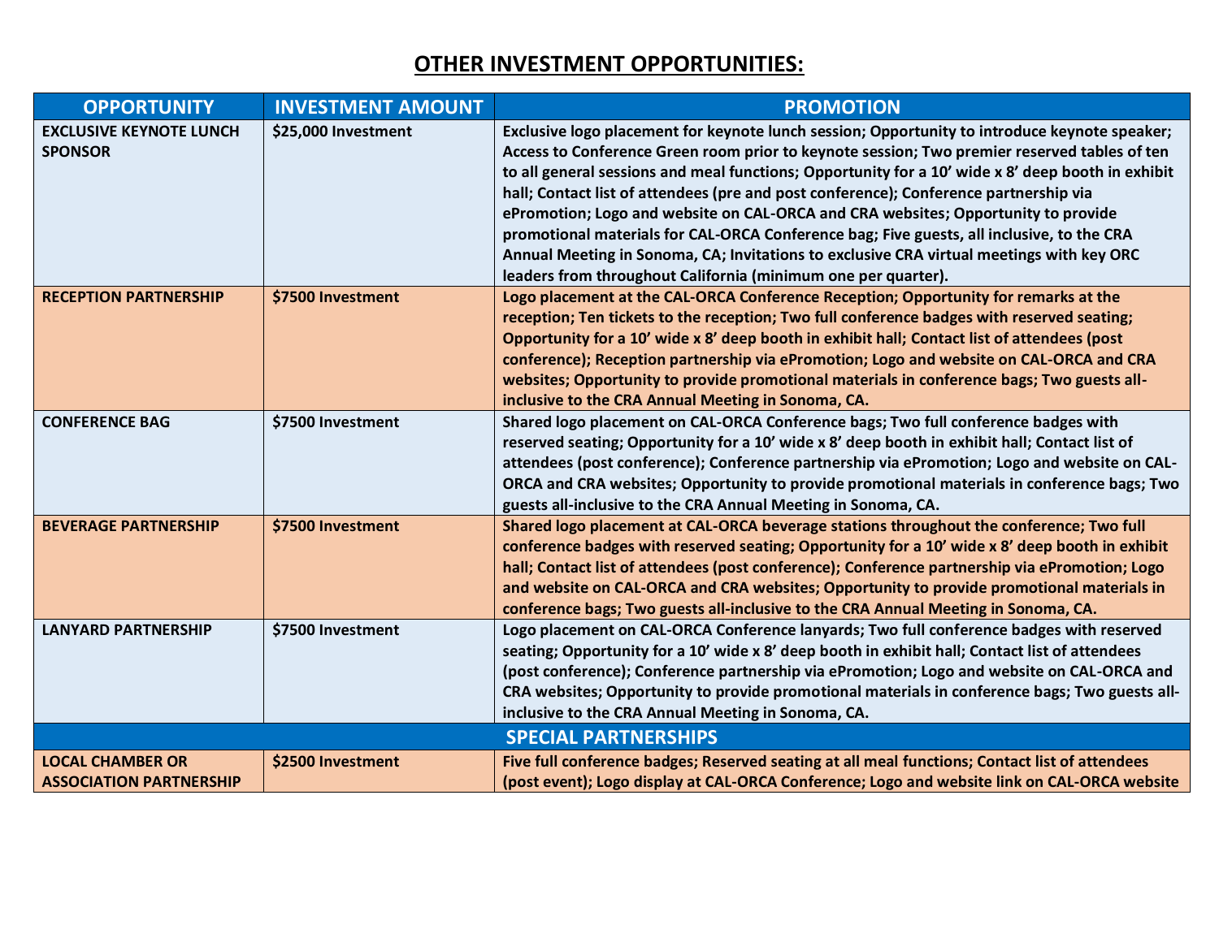## OTHER INVESTMENT OPPORTUNITIES:

| OPPORTUNITY | INVESTMENT AMOUNT | PROMOTION |
|---|---|---|
| **EXCLUSIVE KEYNOTE LUNCH SPONSOR** | **$25,000 Investment** | **Exclusive logo placement for keynote lunch session; Opportunity to introduce keynote speaker; Access to Conference Green room prior to keynote session; Two premier reserved tables of ten to all general sessions and meal functions; Opportunity for a 10' wide x 8' deep booth in exhibit hall; Contact list of attendees (pre and post conference); Conference partnership via ePromotion; Logo and website on CAL-ORCA and CRA websites; Opportunity to provide promotional materials for CAL-ORCA Conference bag; Five guests, all inclusive, to the CRA Annual Meeting in Sonoma, CA; Invitations to exclusive CRA virtual meetings with key ORC leaders from throughout California (minimum one per quarter).** |
| **RECEPTION PARTNERSHIP** | **$7500 Investment** | **Logo placement at the CAL-ORCA Conference Reception; Opportunity for remarks at the reception; Ten tickets to the reception; Two full conference badges with reserved seating; Opportunity for a 10' wide x 8' deep booth in exhibit hall; Contact list of attendees (post conference); Reception partnership via ePromotion; Logo and website on CAL-ORCA and CRA websites; Opportunity to provide promotional materials in conference bags; Two guests all-inclusive to the CRA Annual Meeting in Sonoma, CA.** |
| **CONFERENCE BAG** | **$7500 Investment** | **Shared logo placement on CAL-ORCA Conference bags; Two full conference badges with reserved seating; Opportunity for a 10' wide x 8' deep booth in exhibit hall; Contact list of attendees (post conference); Conference partnership via ePromotion; Logo and website on CAL-ORCA and CRA websites; Opportunity to provide promotional materials in conference bags; Two guests all-inclusive to the CRA Annual Meeting in Sonoma, CA.** |
| **BEVERAGE PARTNERSHIP** | **$7500 Investment** | **Shared logo placement at CAL-ORCA beverage stations throughout the conference; Two full conference badges with reserved seating; Opportunity for a 10' wide x 8' deep booth in exhibit hall; Contact list of attendees (post conference); Conference partnership via ePromotion; Logo and website on CAL-ORCA and CRA websites; Opportunity to provide promotional materials in conference bags; Two guests all-inclusive to the CRA Annual Meeting in Sonoma, CA.** |
| **LANYARD PARTNERSHIP** | **$7500 Investment** | **Logo placement on CAL-ORCA Conference lanyards; Two full conference badges with reserved seating; Opportunity for a 10' wide x 8' deep booth in exhibit hall; Contact list of attendees (post conference); Conference partnership via ePromotion; Logo and website on CAL-ORCA and CRA websites; Opportunity to provide promotional materials in conference bags; Two guests all-inclusive to the CRA Annual Meeting in Sonoma, CA.** |
| **SPECIAL PARTNERSHIPS** | | |
| **LOCAL CHAMBER OR ASSOCIATION PARTNERSHIP** | **$2500 Investment** | **Five full conference badges; Reserved seating at all meal functions; Contact list of attendees (post event); Logo display at CAL-ORCA Conference; Logo and website link on CAL-ORCA website** |